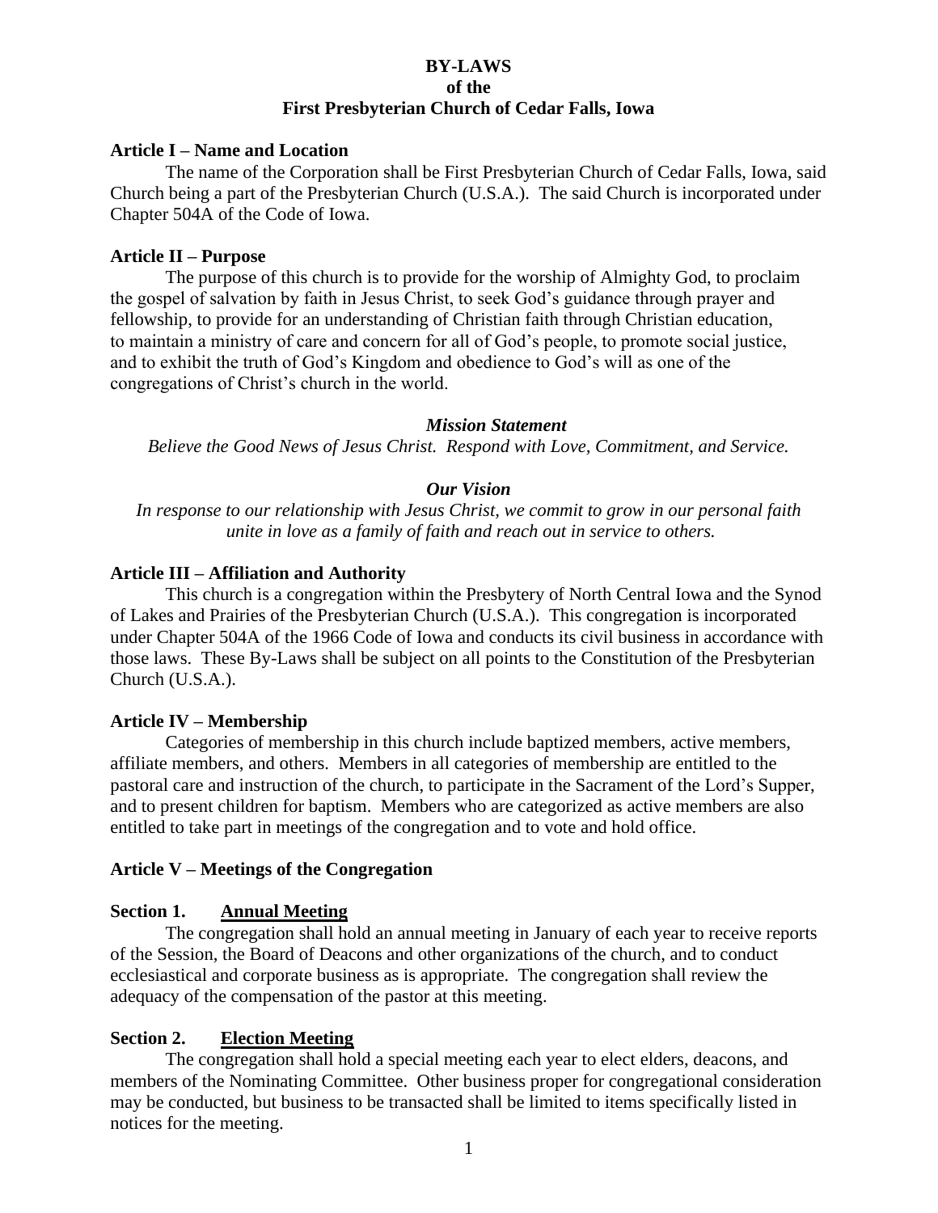# BY-LAWS
# of the
# First Presbyterian Church of Cedar Falls, Iowa

## Article I – Name and Location

The name of the Corporation shall be First Presbyterian Church of Cedar Falls, Iowa, said Church being a part of the Presbyterian Church (U.S.A.). The said Church is incorporated under Chapter 504A of the Code of Iowa.

## Article II – Purpose

The purpose of this church is to provide for the worship of Almighty God, to proclaim the gospel of salvation by faith in Jesus Christ, to seek God's guidance through prayer and fellowship, to provide for an understanding of Christian faith through Christian education, to maintain a ministry of care and concern for all of God's people, to promote social justice, and to exhibit the truth of God's Kingdom and obedience to God's will as one of the congregations of Christ's church in the world.

***Mission Statement***

*Believe the Good News of Jesus Christ. Respond with Love, Commitment, and Service.*

***Our Vision***

*In response to our relationship with Jesus Christ, we commit to grow in our personal faith unite in love as a family of faith and reach out in service to others.*

## Article III – Affiliation and Authority

This church is a congregation within the Presbytery of North Central Iowa and the Synod of Lakes and Prairies of the Presbyterian Church (U.S.A.). This congregation is incorporated under Chapter 504A of the 1966 Code of Iowa and conducts its civil business in accordance with those laws. These By-Laws shall be subject on all points to the Constitution of the Presbyterian Church (U.S.A.).

## Article IV – Membership

Categories of membership in this church include baptized members, active members, affiliate members, and others. Members in all categories of membership are entitled to the pastoral care and instruction of the church, to participate in the Sacrament of the Lord's Supper, and to present children for baptism. Members who are categorized as active members are also entitled to take part in meetings of the congregation and to vote and hold office.

## Article V – Meetings of the Congregation

### Section 1. Annual Meeting

The congregation shall hold an annual meeting in January of each year to receive reports of the Session, the Board of Deacons and other organizations of the church, and to conduct ecclesiastical and corporate business as is appropriate. The congregation shall review the adequacy of the compensation of the pastor at this meeting.

### Section 2. Election Meeting

The congregation shall hold a special meeting each year to elect elders, deacons, and members of the Nominating Committee. Other business proper for congregational consideration may be conducted, but business to be transacted shall be limited to items specifically listed in notices for the meeting.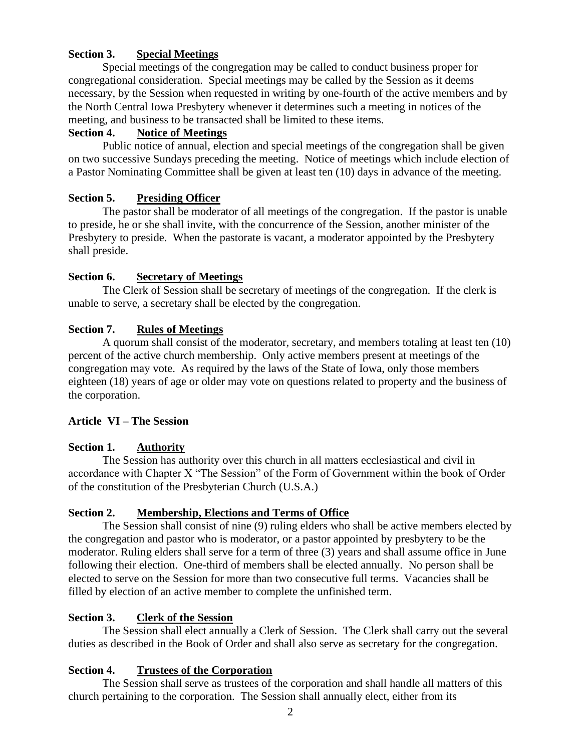**Section 3. Special Meetings**

Special meetings of the congregation may be called to conduct business proper for congregational consideration. Special meetings may be called by the Session as it deems necessary, by the Session when requested in writing by one-fourth of the active members and by the North Central Iowa Presbytery whenever it determines such a meeting in notices of the meeting, and business to be transacted shall be limited to these items.

**Section 4. Notice of Meetings**

Public notice of annual, election and special meetings of the congregation shall be given on two successive Sundays preceding the meeting. Notice of meetings which include election of a Pastor Nominating Committee shall be given at least ten (10) days in advance of the meeting.

**Section 5. Presiding Officer**

The pastor shall be moderator of all meetings of the congregation. If the pastor is unable to preside, he or she shall invite, with the concurrence of the Session, another minister of the Presbytery to preside. When the pastorate is vacant, a moderator appointed by the Presbytery shall preside.

**Section 6. Secretary of Meetings**

The Clerk of Session shall be secretary of meetings of the congregation. If the clerk is unable to serve, a secretary shall be elected by the congregation.

**Section 7. Rules of Meetings**

A quorum shall consist of the moderator, secretary, and members totaling at least ten (10) percent of the active church membership. Only active members present at meetings of the congregation may vote. As required by the laws of the State of Iowa, only those members eighteen (18) years of age or older may vote on questions related to property and the business of the corporation.

## Article VI – The Session

**Section 1. Authority**

The Session has authority over this church in all matters ecclesiastical and civil in accordance with Chapter X "The Session" of the Form of Government within the book of Order of the constitution of the Presbyterian Church (U.S.A.)

**Section 2. Membership, Elections and Terms of Office**

The Session shall consist of nine (9) ruling elders who shall be active members elected by the congregation and pastor who is moderator, or a pastor appointed by presbytery to be the moderator. Ruling elders shall serve for a term of three (3) years and shall assume office in June following their election. One-third of members shall be elected annually. No person shall be elected to serve on the Session for more than two consecutive full terms. Vacancies shall be filled by election of an active member to complete the unfinished term.

**Section 3. Clerk of the Session**

The Session shall elect annually a Clerk of Session. The Clerk shall carry out the several duties as described in the Book of Order and shall also serve as secretary for the congregation.

**Section 4. Trustees of the Corporation**

The Session shall serve as trustees of the corporation and shall handle all matters of this church pertaining to the corporation. The Session shall annually elect, either from its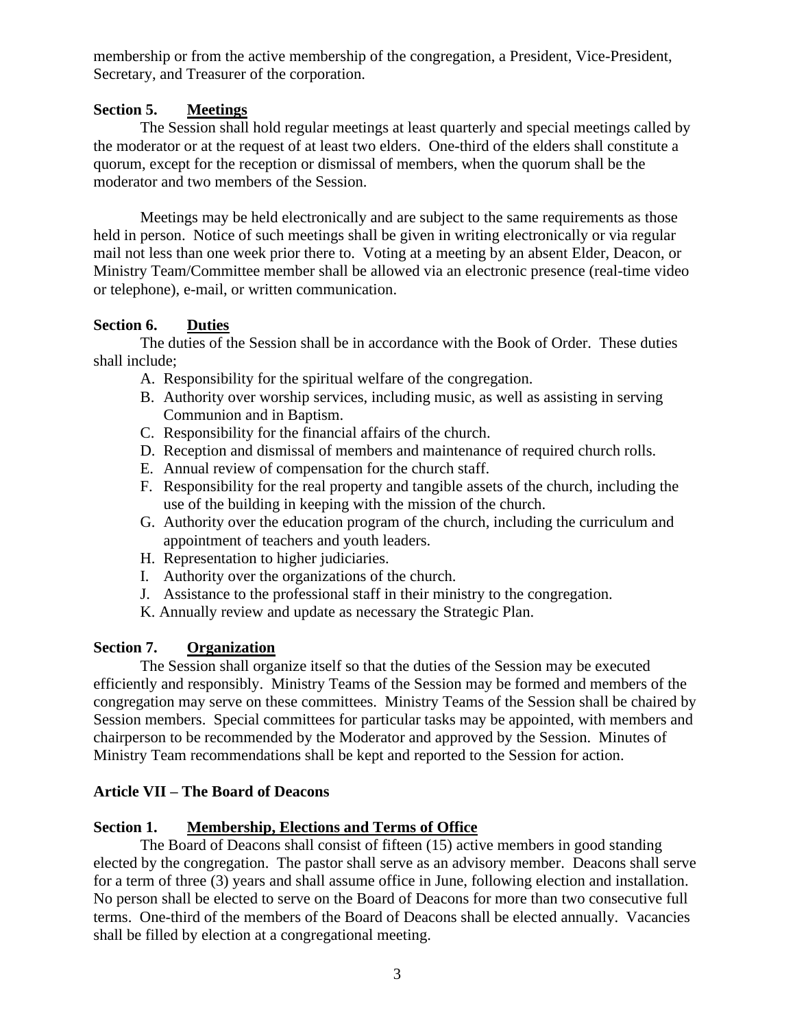membership or from the active membership of the congregation, a President, Vice-President, Secretary, and Treasurer of the corporation.

**Section 5. <u>Meetings</u>**

The Session shall hold regular meetings at least quarterly and special meetings called by the moderator or at the request of at least two elders. One-third of the elders shall constitute a quorum, except for the reception or dismissal of members, when the quorum shall be the moderator and two members of the Session.

Meetings may be held electronically and are subject to the same requirements as those held in person. Notice of such meetings shall be given in writing electronically or via regular mail not less than one week prior there to. Voting at a meeting by an absent Elder, Deacon, or Ministry Team/Committee member shall be allowed via an electronic presence (real-time video or telephone), e-mail, or written communication.

**Section 6. <u>Duties</u>**

The duties of the Session shall be in accordance with the Book of Order. These duties shall include;

A. Responsibility for the spiritual welfare of the congregation.
B. Authority over worship services, including music, as well as assisting in serving Communion and in Baptism.
C. Responsibility for the financial affairs of the church.
D. Reception and dismissal of members and maintenance of required church rolls.
E. Annual review of compensation for the church staff.
F. Responsibility for the real property and tangible assets of the church, including the use of the building in keeping with the mission of the church.
G. Authority over the education program of the church, including the curriculum and appointment of teachers and youth leaders.
H. Representation to higher judiciaries.
I. Authority over the organizations of the church.
J. Assistance to the professional staff in their ministry to the congregation.
K. Annually review and update as necessary the Strategic Plan.

**Section 7. <u>Organization</u>**

The Session shall organize itself so that the duties of the Session may be executed efficiently and responsibly. Ministry Teams of the Session may be formed and members of the congregation may serve on these committees. Ministry Teams of the Session shall be chaired by Session members. Special committees for particular tasks may be appointed, with members and chairperson to be recommended by the Moderator and approved by the Session. Minutes of Ministry Team recommendations shall be kept and reported to the Session for action.

## Article VII – The Board of Deacons

**Section 1. <u>Membership, Elections and Terms of Office</u>**

The Board of Deacons shall consist of fifteen (15) active members in good standing elected by the congregation. The pastor shall serve as an advisory member. Deacons shall serve for a term of three (3) years and shall assume office in June, following election and installation. No person shall be elected to serve on the Board of Deacons for more than two consecutive full terms. One-third of the members of the Board of Deacons shall be elected annually. Vacancies shall be filled by election at a congregational meeting.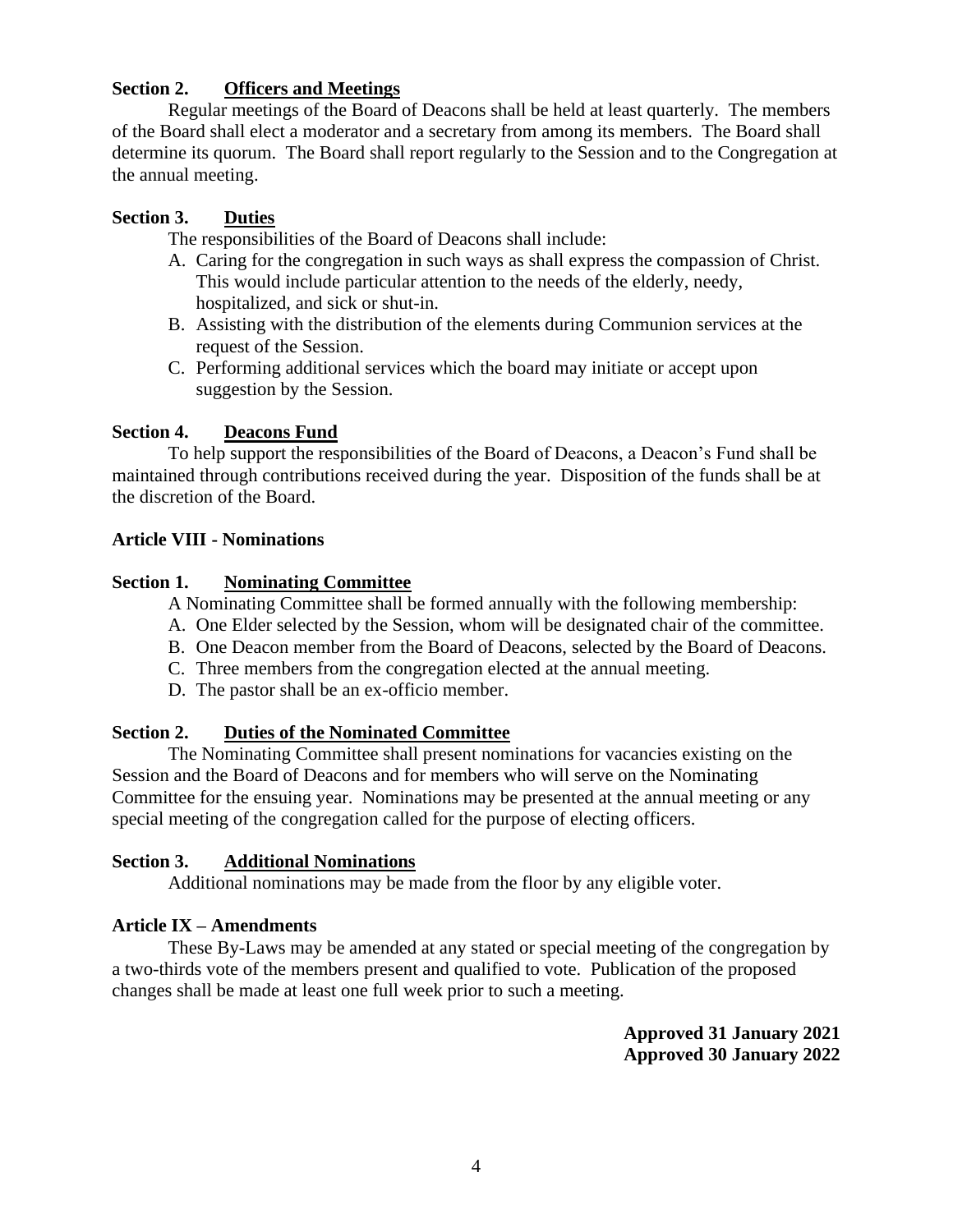### Section 2. Officers and Meetings

Regular meetings of the Board of Deacons shall be held at least quarterly. The members of the Board shall elect a moderator and a secretary from among its members. The Board shall determine its quorum. The Board shall report regularly to the Session and to the Congregation at the annual meeting.

### Section 3. Duties

The responsibilities of the Board of Deacons shall include:

A. Caring for the congregation in such ways as shall express the compassion of Christ. This would include particular attention to the needs of the elderly, needy, hospitalized, and sick or shut-in.
B. Assisting with the distribution of the elements during Communion services at the request of the Session.
C. Performing additional services which the board may initiate or accept upon suggestion by the Session.

### Section 4. Deacons Fund

To help support the responsibilities of the Board of Deacons, a Deacon's Fund shall be maintained through contributions received during the year. Disposition of the funds shall be at the discretion of the Board.

## Article VIII - Nominations

### Section 1. Nominating Committee

A Nominating Committee shall be formed annually with the following membership:

A. One Elder selected by the Session, whom will be designated chair of the committee.
B. One Deacon member from the Board of Deacons, selected by the Board of Deacons.
C. Three members from the congregation elected at the annual meeting.
D. The pastor shall be an ex-officio member.

### Section 2. Duties of the Nominated Committee

The Nominating Committee shall present nominations for vacancies existing on the Session and the Board of Deacons and for members who will serve on the Nominating Committee for the ensuing year. Nominations may be presented at the annual meeting or any special meeting of the congregation called for the purpose of electing officers.

### Section 3. Additional Nominations

Additional nominations may be made from the floor by any eligible voter.

## Article IX – Amendments

These By-Laws may be amended at any stated or special meeting of the congregation by a two-thirds vote of the members present and qualified to vote. Publication of the proposed changes shall be made at least one full week prior to such a meeting.

**Approved 31 January 2021**
**Approved 30 January 2022**